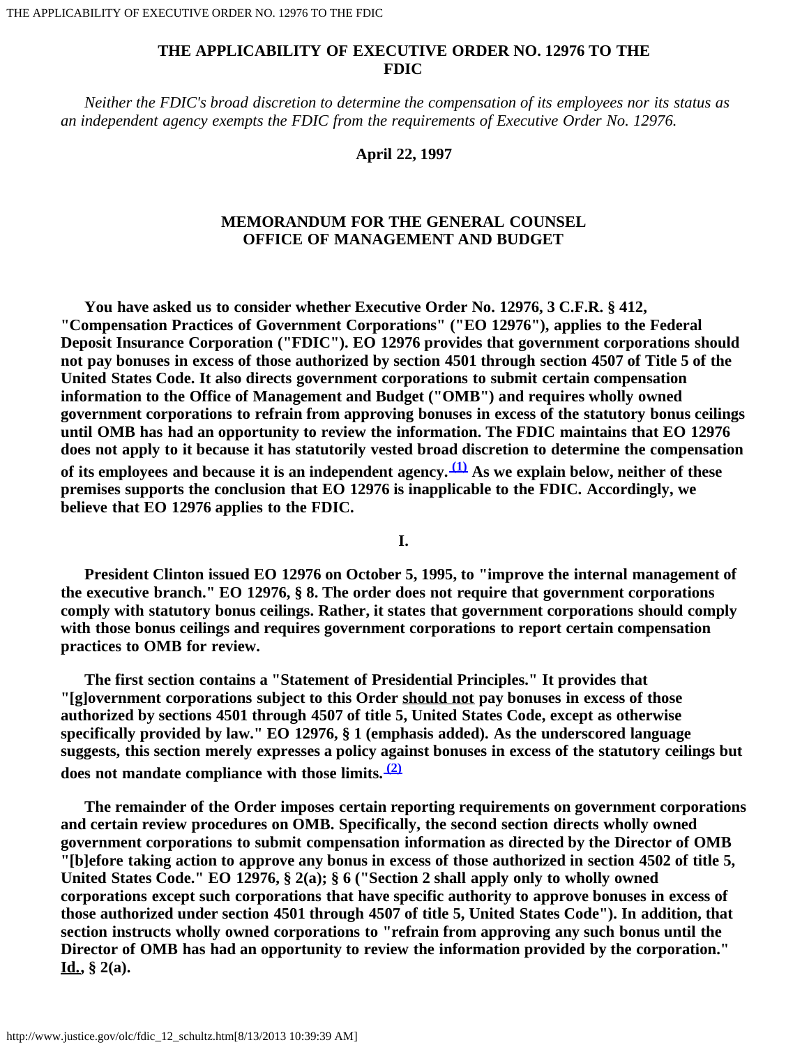# THE APPLICABILITY OF EXECUTIVE ORDER NO. 12976 TO THE FDIC

*Neither the FDIC's broad discretion to determine the compensation of its employees nor its status as an independent agency exempts the FDIC from the requirements of Executive Order No. 12976.*

**April 22, 1997**

## MEMORANDUM FOR THE GENERAL COUNSEL OFFICE OF MANAGEMENT AND BUDGET

**You have asked us to consider whether Executive Order No. 12976, 3 C.F.R. § 412, "Compensation Practices of Government Corporations" ("EO 12976"), applies to the Federal Deposit Insurance Corporation ("FDIC"). EO 12976 provides that government corporations should not pay bonuses in excess of those authorized by section 4501 through section 4507 of Title 5 of the United States Code. It also directs government corporations to submit certain compensation information to the Office of Management and Budget ("OMB") and requires wholly owned government corporations to refrain from approving bonuses in excess of the statutory bonus ceilings until OMB has had an opportunity to review the information. The FDIC maintains that EO 12976 does not apply to it because it has statutorily vested broad discretion to determine the compensation of its employees and because it is an independent agency.[(1)] As we explain below, neither of these premises supports the conclusion that EO 12976 is inapplicable to the FDIC. Accordingly, we believe that EO 12976 applies to the FDIC.**

**I.**

**President Clinton issued EO 12976 on October 5, 1995, to "improve the internal management of the executive branch." EO 12976, § 8. The order does not require that government corporations comply with statutory bonus ceilings. Rather, it states that government corporations should comply with those bonus ceilings and requires government corporations to report certain compensation practices to OMB for review.**

**The first section contains a "Statement of Presidential Principles." It provides that "[g]overnment corporations subject to this Order <u>should not</u> pay bonuses in excess of those authorized by sections 4501 through 4507 of title 5, United States Code, except as otherwise specifically provided by law." EO 12976, § 1 (emphasis added). As the underscored language suggests, this section merely expresses a policy against bonuses in excess of the statutory ceilings but does not mandate compliance with those limits.[(2)]**

**The remainder of the Order imposes certain reporting requirements on government corporations and certain review procedures on OMB. Specifically, the second section directs wholly owned government corporations to submit compensation information as directed by the Director of OMB "[b]efore taking action to approve any bonus in excess of those authorized in section 4502 of title 5, United States Code." EO 12976, § 2(a); § 6 ("Section 2 shall apply only to wholly owned corporations except such corporations that have specific authority to approve bonuses in excess of those authorized under section 4501 through 4507 of title 5, United States Code"). In addition, that section instructs wholly owned corporations to "refrain from approving any such bonus until the Director of OMB has had an opportunity to review the information provided by the corporation." <u>Id.</u>, § 2(a).**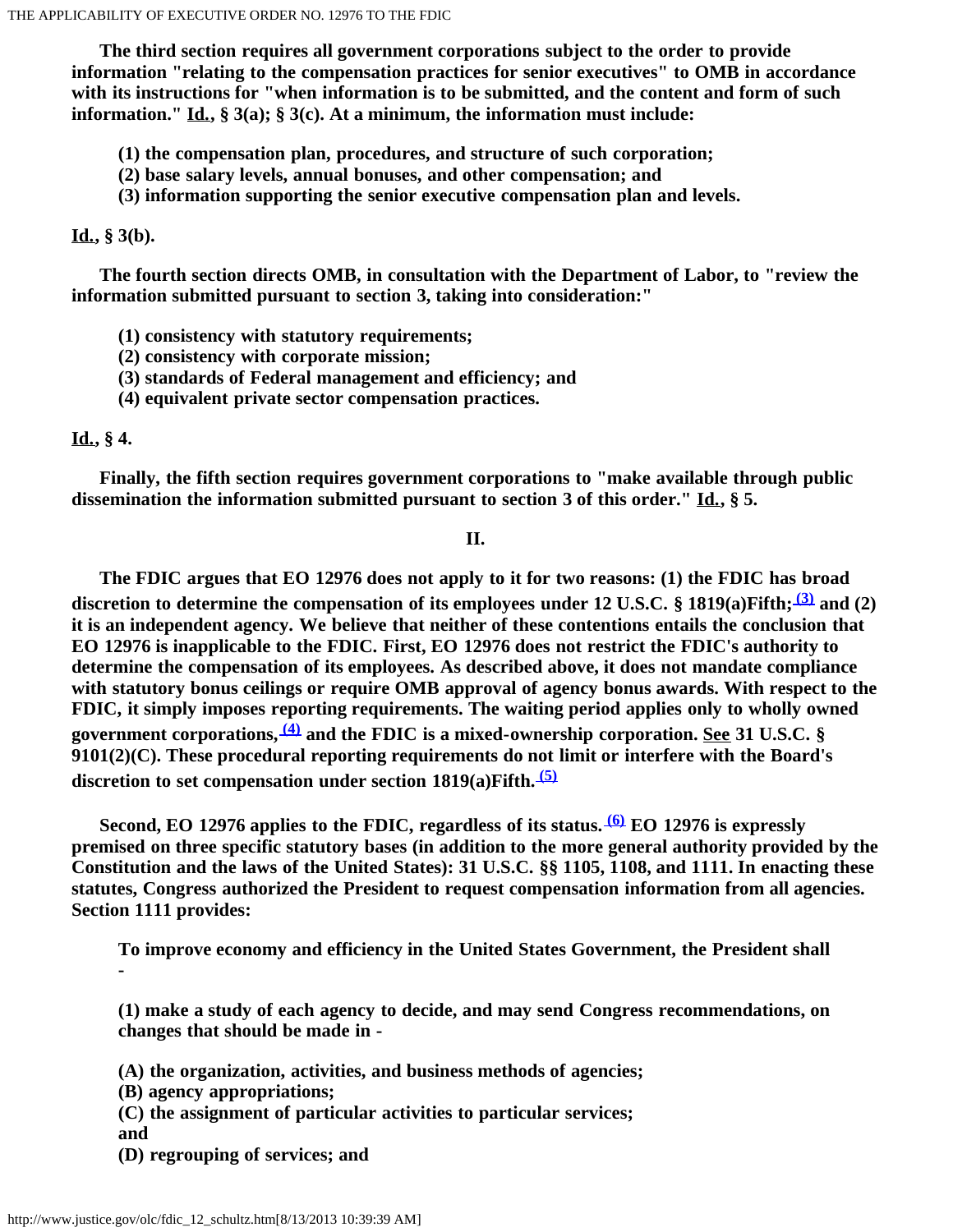The third section requires all government corporations subject to the order to provide information "relating to the compensation practices for senior executives" to OMB in accordance with its instructions for "when information is to be submitted, and the content and form of such information." Id., § 3(a); § 3(c). At a minimum, the information must include:

(1) the compensation plan, procedures, and structure of such corporation;
(2) base salary levels, annual bonuses, and other compensation; and
(3) information supporting the senior executive compensation plan and levels.

Id., § 3(b).

The fourth section directs OMB, in consultation with the Department of Labor, to "review the information submitted pursuant to section 3, taking into consideration:"

(1) consistency with statutory requirements;
(2) consistency with corporate mission;
(3) standards of Federal management and efficiency; and
(4) equivalent private sector compensation practices.

Id., § 4.

Finally, the fifth section requires government corporations to "make available through public dissemination the information submitted pursuant to section 3 of this order." Id., § 5.

## II.

The FDIC argues that EO 12976 does not apply to it for two reasons: (1) the FDIC has broad discretion to determine the compensation of its employees under 12 U.S.C. § 1819(a)Fifth;[(3)] and (2) it is an independent agency. We believe that neither of these contentions entails the conclusion that EO 12976 is inapplicable to the FDIC. First, EO 12976 does not restrict the FDIC's authority to determine the compensation of its employees. As described above, it does not mandate compliance with statutory bonus ceilings or require OMB approval of agency bonus awards. With respect to the FDIC, it simply imposes reporting requirements. The waiting period applies only to wholly owned government corporations,[(4)] and the FDIC is a mixed-ownership corporation. See 31 U.S.C. § 9101(2)(C). These procedural reporting requirements do not limit or interfere with the Board's discretion to set compensation under section 1819(a)Fifth.[(5)]

Second, EO 12976 applies to the FDIC, regardless of its status.[(6)] EO 12976 is expressly premised on three specific statutory bases (in addition to the more general authority provided by the Constitution and the laws of the United States): 31 U.S.C. §§ 1105, 1108, and 1111. In enacting these statutes, Congress authorized the President to request compensation information from all agencies. Section 1111 provides:

> To improve economy and efficiency in the United States Government, the President shall -
>
> (1) make a study of each agency to decide, and may send Congress recommendations, on changes that should be made in -
>
> (A) the organization, activities, and business methods of agencies;
> (B) agency appropriations;
> (C) the assignment of particular activities to particular services; and
> (D) regrouping of services; and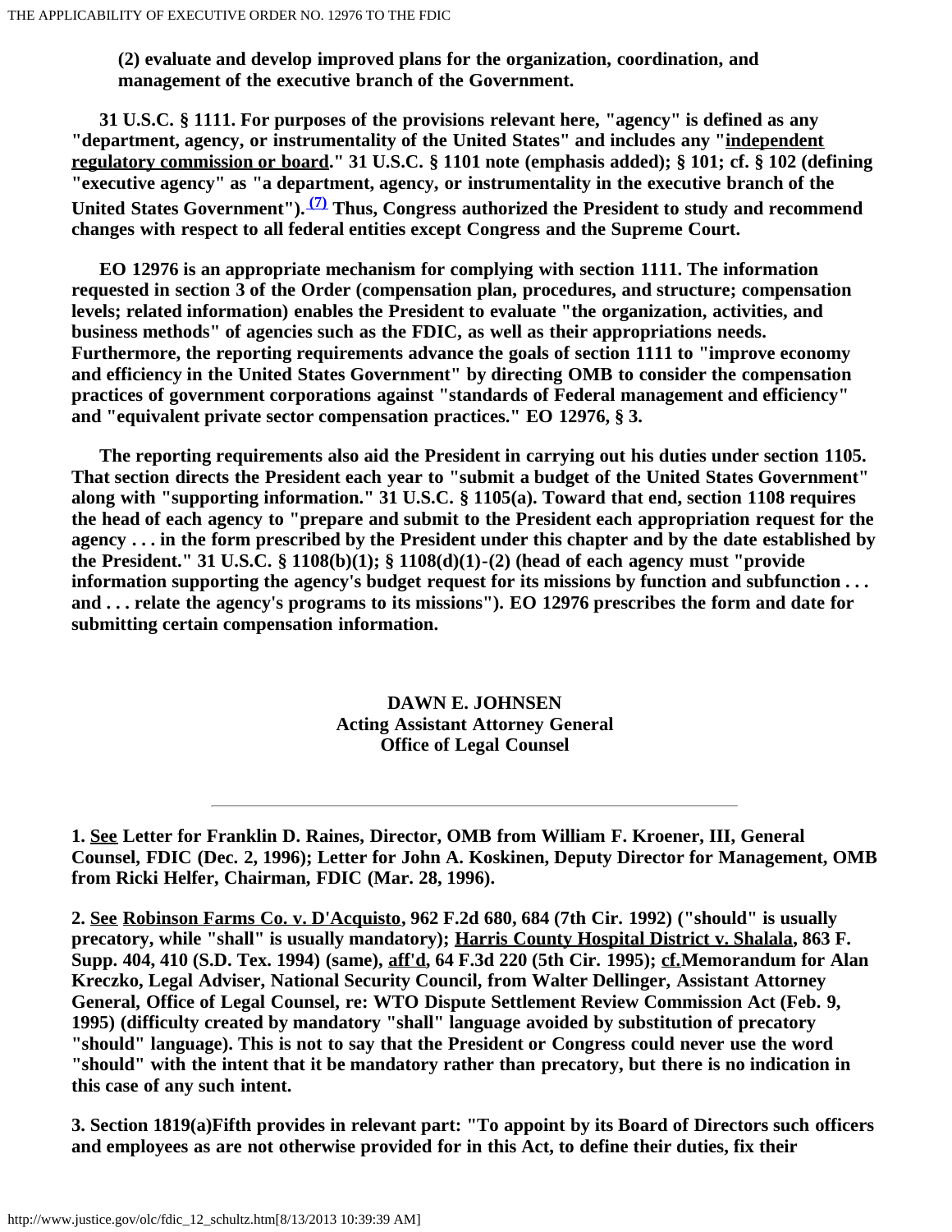(2) evaluate and develop improved plans for the organization, coordination, and management of the executive branch of the Government.

31 U.S.C. § 1111. For purposes of the provisions relevant here, "agency" is defined as any "department, agency, or instrumentality of the United States" and includes any "independent regulatory commission or board." 31 U.S.C. § 1101 note (emphasis added); § 101; cf. § 102 (defining "executive agency" as "a department, agency, or instrumentality in the executive branch of the United States Government").[(7)] Thus, Congress authorized the President to study and recommend changes with respect to all federal entities except Congress and the Supreme Court.

EO 12976 is an appropriate mechanism for complying with section 1111. The information requested in section 3 of the Order (compensation plan, procedures, and structure; compensation levels; related information) enables the President to evaluate "the organization, activities, and business methods" of agencies such as the FDIC, as well as their appropriations needs. Furthermore, the reporting requirements advance the goals of section 1111 to "improve economy and efficiency in the United States Government" by directing OMB to consider the compensation practices of government corporations against "standards of Federal management and efficiency" and "equivalent private sector compensation practices." EO 12976, § 3.

The reporting requirements also aid the President in carrying out his duties under section 1105. That section directs the President each year to "submit a budget of the United States Government" along with "supporting information." 31 U.S.C. § 1105(a). Toward that end, section 1108 requires the head of each agency to "prepare and submit to the President each appropriation request for the agency . . . in the form prescribed by the President under this chapter and by the date established by the President." 31 U.S.C. § 1108(b)(1); § 1108(d)(1)-(2) (head of each agency must "provide information supporting the agency's budget request for its missions by function and subfunction . . . and . . . relate the agency's programs to its missions"). EO 12976 prescribes the form and date for submitting certain compensation information.

**DAWN E. JOHNSEN**
**Acting Assistant Attorney General**
**Office of Legal Counsel**

---

1. See Letter for Franklin D. Raines, Director, OMB from William F. Kroener, III, General Counsel, FDIC (Dec. 2, 1996); Letter for John A. Koskinen, Deputy Director for Management, OMB from Ricki Helfer, Chairman, FDIC (Mar. 28, 1996).

2. See Robinson Farms Co. v. D'Acquisto, 962 F.2d 680, 684 (7th Cir. 1992) ("should" is usually precatory, while "shall" is usually mandatory); Harris County Hospital District v. Shalala, 863 F. Supp. 404, 410 (S.D. Tex. 1994) (same), aff'd, 64 F.3d 220 (5th Cir. 1995); cf. Memorandum for Alan Kreczko, Legal Adviser, National Security Council, from Walter Dellinger, Assistant Attorney General, Office of Legal Counsel, re: WTO Dispute Settlement Review Commission Act (Feb. 9, 1995) (difficulty created by mandatory "shall" language avoided by substitution of precatory "should" language). This is not to say that the President or Congress could never use the word "should" with the intent that it be mandatory rather than precatory, but there is no indication in this case of any such intent.

3. Section 1819(a)Fifth provides in relevant part: "To appoint by its Board of Directors such officers and employees as are not otherwise provided for in this Act, to define their duties, fix their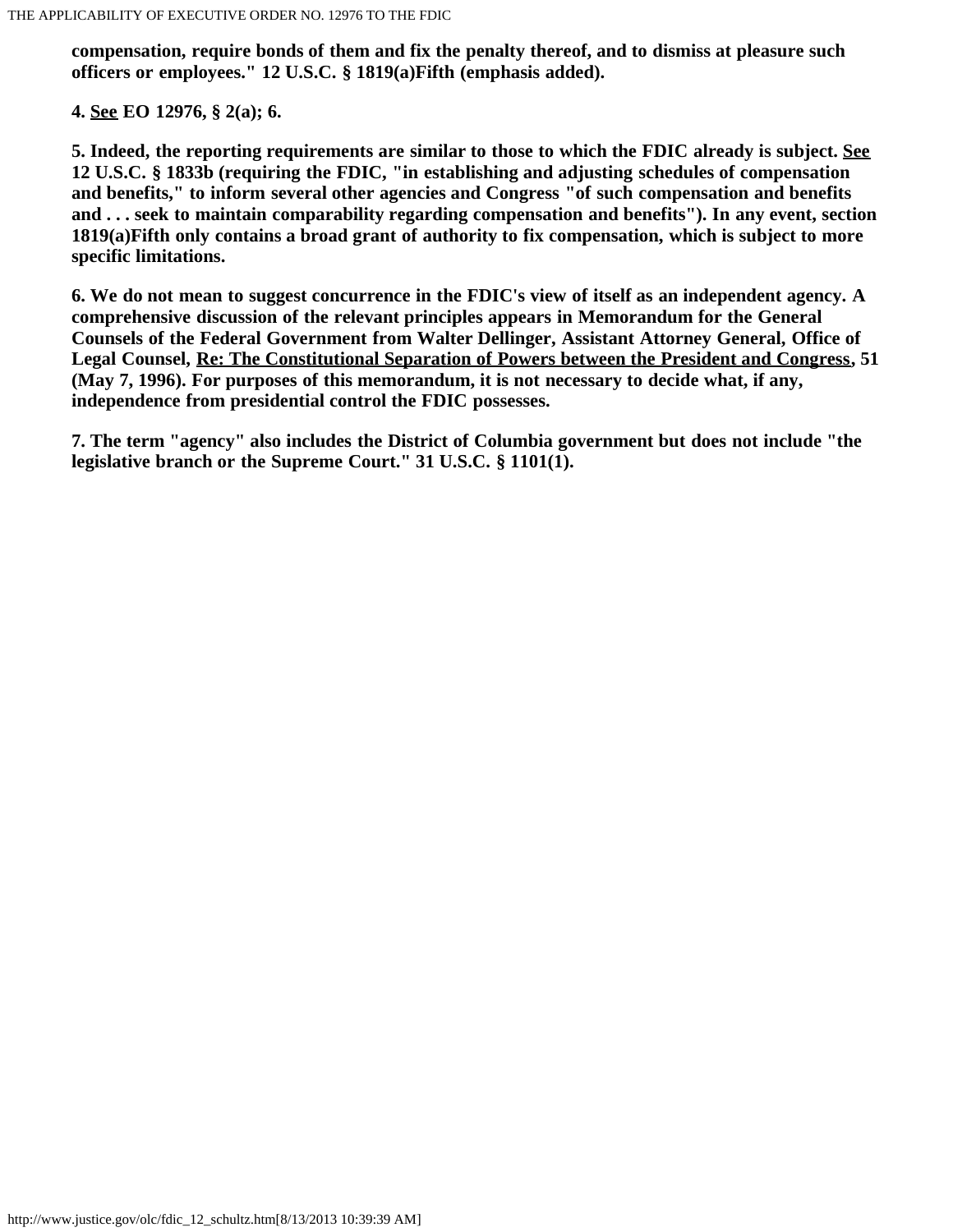**compensation, require bonds of them and fix the penalty thereof, and to dismiss at pleasure such officers or employees." 12 U.S.C. § 1819(a)Fifth (emphasis added).**

**4. See EO 12976, § 2(a); 6.**

**5. Indeed, the reporting requirements are similar to those to which the FDIC already is subject. See 12 U.S.C. § 1833b (requiring the FDIC, "in establishing and adjusting schedules of compensation and benefits," to inform several other agencies and Congress "of such compensation and benefits and . . . seek to maintain comparability regarding compensation and benefits"). In any event, section 1819(a)Fifth only contains a broad grant of authority to fix compensation, which is subject to more specific limitations.**

**6. We do not mean to suggest concurrence in the FDIC's view of itself as an independent agency. A comprehensive discussion of the relevant principles appears in Memorandum for the General Counsels of the Federal Government from Walter Dellinger, Assistant Attorney General, Office of Legal Counsel, Re: The Constitutional Separation of Powers between the President and Congress, 51 (May 7, 1996). For purposes of this memorandum, it is not necessary to decide what, if any, independence from presidential control the FDIC possesses.**

**7. The term "agency" also includes the District of Columbia government but does not include "the legislative branch or the Supreme Court." 31 U.S.C. § 1101(1).**